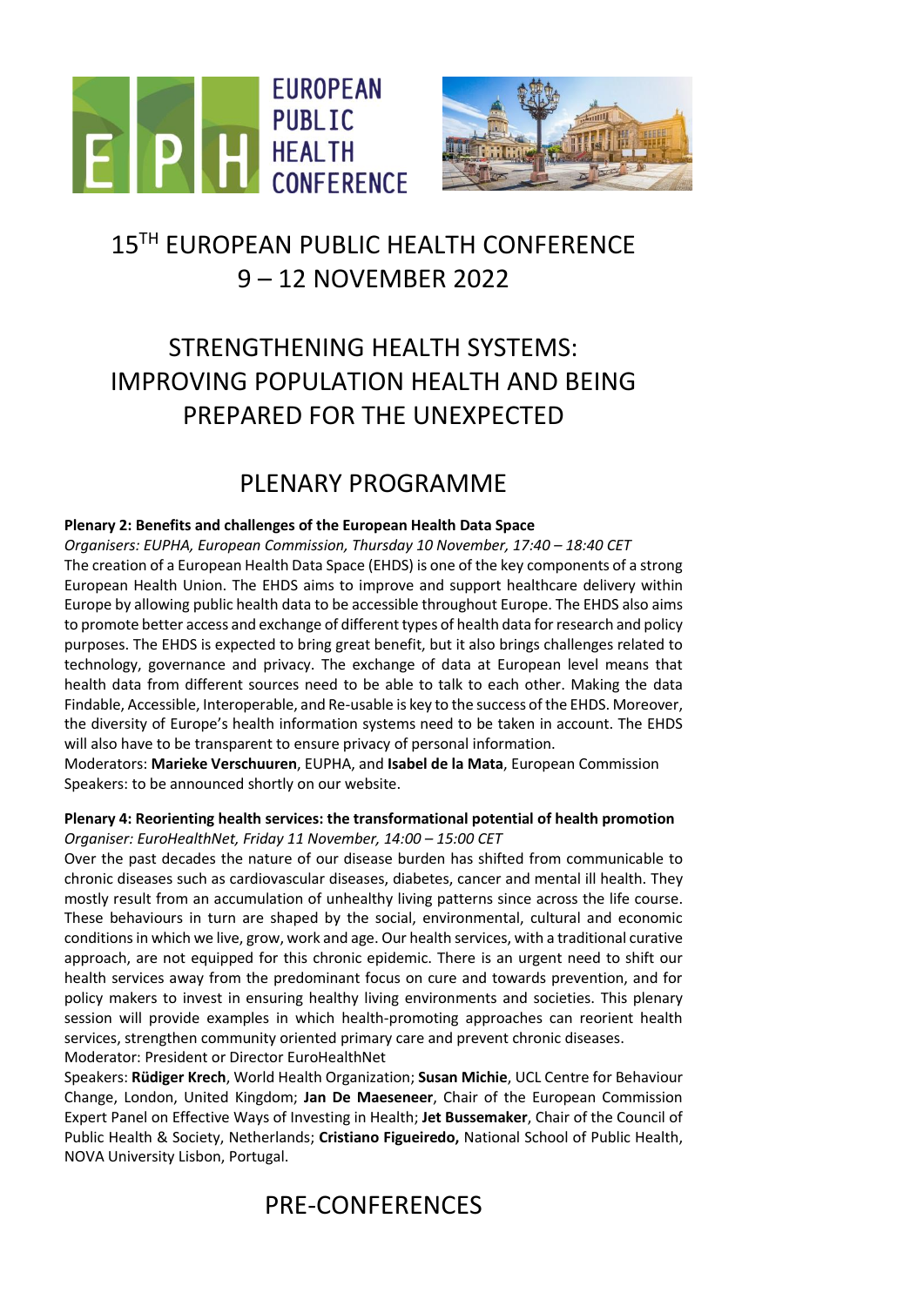# 15TH EUROPEAN PUBLIC HEALTH CONFERENCE 9 – 12 NOVEMBER 2022

# STRENGTHENING HEALTH SYSTEMS: IMPROVING POPULATION HEALTH AND BEING PREPARED FOR THE UNEXPECTED

## PLENARY PROGRAMME

**Plenary 2: Benefits and challenges of the European Health Data Space**

*Organisers: EUPHA, European Commission, Thursday 10 November, 17:40 – 18:40 CET*

The creation of a European Health Data Space (EHDS) is one of the key components of a strong European Health Union. The EHDS aims to improve and support healthcare delivery within Europe by allowing public health data to be accessible throughout Europe. The EHDS also aims to promote better access and exchange of different types of health data for research and policy purposes. The EHDS is expected to bring great benefit, but it also brings challenges related to technology, governance and privacy. The exchange of data at European level means that health data from different sources need to be able to talk to each other. Making the data Findable, Accessible, Interoperable, and Re-usable is key to the success of the EHDS. Moreover, the diversity of Europe's health information systems need to be taken in account. The EHDS will also have to be transparent to ensure privacy of personal information.

Moderators: **Marieke Verschuuren**, EUPHA, and **Isabel de la Mata**, European Commission

Speakers: to be announced shortly on our website.

**Plenary 4: Reorienting health services: the transformational potential of health promotion**

*Organiser: EuroHealthNet, Friday 11 November, 14:00 – 15:00 CET*

Over the past decades the nature of our disease burden has shifted from communicable to chronic diseases such as cardiovascular diseases, diabetes, cancer and mental ill health. They mostly result from an accumulation of unhealthy living patterns since across the life course. These behaviours in turn are shaped by the social, environmental, cultural and economic conditions in which we live, grow, work and age. Our health services, with a traditional curative approach, are not equipped for this chronic epidemic. There is an urgent need to shift our health services away from the predominant focus on cure and towards prevention, and for policy makers to invest in ensuring healthy living environments and societies. This plenary session will provide examples in which health-promoting approaches can reorient health services, strengthen community oriented primary care and prevent chronic diseases.

Moderator: President or Director EuroHealthNet

Speakers: **Rüdiger Krech**, World Health Organization; **Susan Michie**, UCL Centre for Behaviour Change, London, United Kingdom; **Jan De Maeseneer**, Chair of the European Commission Expert Panel on Effective Ways of Investing in Health; **Jet Bussemaker**, Chair of the Council of Public Health & Society, Netherlands; **Cristiano Figueiredo,** National School of Public Health, NOVA University Lisbon, Portugal.

## PRE-CONFERENCES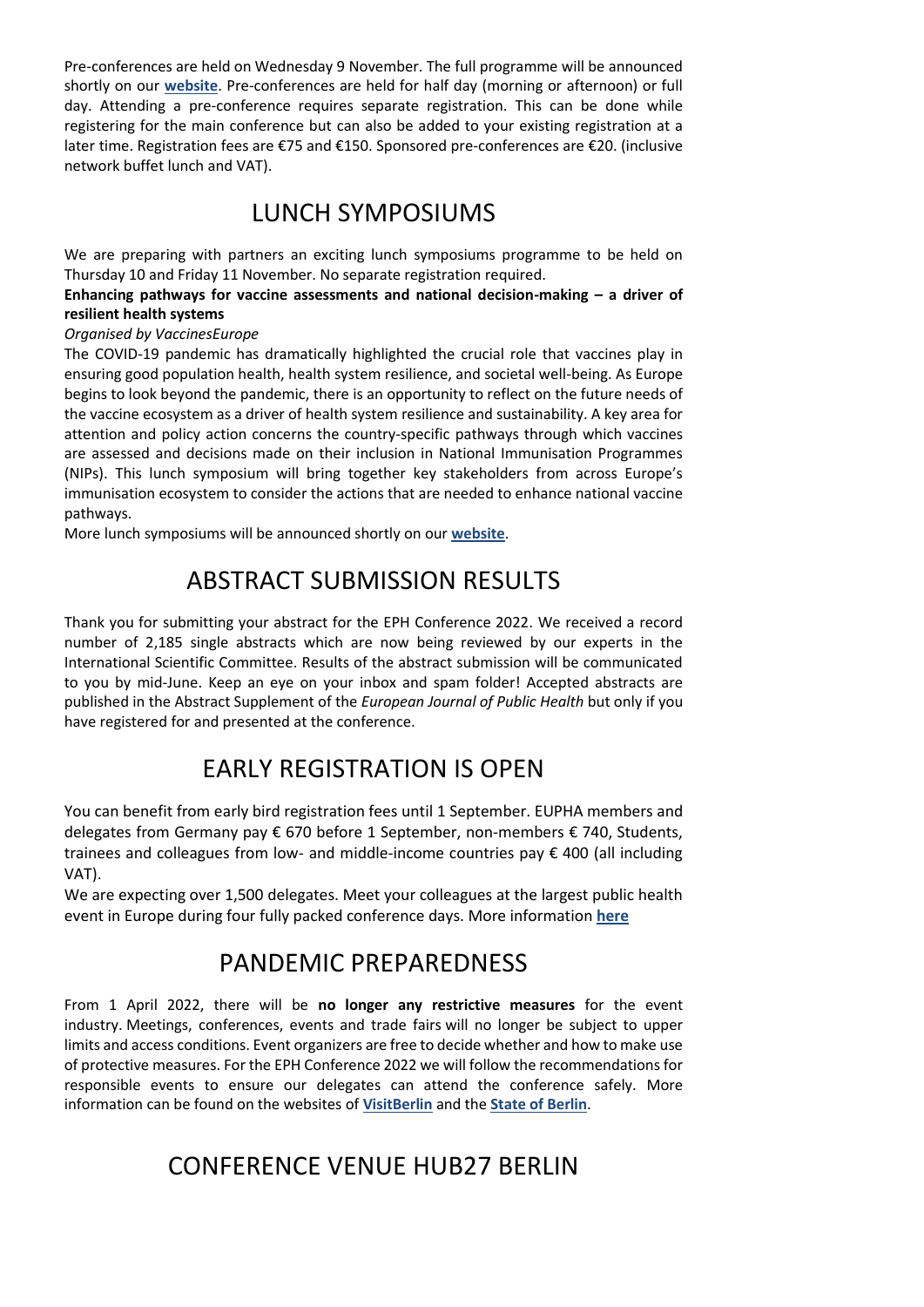Pre-conferences are held on Wednesday 9 November. The full programme will be announced shortly on our **website**. Pre-conferences are held for half day (morning or afternoon) or full day. Attending a pre-conference requires separate registration. This can be done while registering for the main conference but can also be added to your existing registration at a later time. Registration fees are €75 and €150. Sponsored pre-conferences are €20. (inclusive network buffet lunch and VAT).

## LUNCH SYMPOSIUMS

We are preparing with partners an exciting lunch symposiums programme to be held on Thursday 10 and Friday 11 November. No separate registration required.

**Enhancing pathways for vaccine assessments and national decision-making – a driver of resilient health systems**

*Organised by VaccinesEurope*

The COVID-19 pandemic has dramatically highlighted the crucial role that vaccines play in ensuring good population health, health system resilience, and societal well-being. As Europe begins to look beyond the pandemic, there is an opportunity to reflect on the future needs of the vaccine ecosystem as a driver of health system resilience and sustainability. A key area for attention and policy action concerns the country-specific pathways through which vaccines are assessed and decisions made on their inclusion in National Immunisation Programmes (NIPs). This lunch symposium will bring together key stakeholders from across Europe's immunisation ecosystem to consider the actions that are needed to enhance national vaccine pathways.

More lunch symposiums will be announced shortly on our **website**.

## ABSTRACT SUBMISSION RESULTS

Thank you for submitting your abstract for the EPH Conference 2022. We received a record number of 2,185 single abstracts which are now being reviewed by our experts in the International Scientific Committee. Results of the abstract submission will be communicated to you by mid-June. Keep an eye on your inbox and spam folder! Accepted abstracts are published in the Abstract Supplement of the *European Journal of Public Health* but only if you have registered for and presented at the conference.

## EARLY REGISTRATION IS OPEN

You can benefit from early bird registration fees until 1 September. EUPHA members and delegates from Germany pay € 670 before 1 September, non-members € 740, Students, trainees and colleagues from low- and middle-income countries pay € 400 (all including VAT).

We are expecting over 1,500 delegates. Meet your colleagues at the largest public health event in Europe during four fully packed conference days. More information **here**

## PANDEMIC PREPAREDNESS

From 1 April 2022, there will be **no longer any restrictive measures** for the event industry. Meetings, conferences, events and trade fairs will no longer be subject to upper limits and access conditions. Event organizers are free to decide whether and how to make use of protective measures. For the EPH Conference 2022 we will follow the recommendations for responsible events to ensure our delegates can attend the conference safely. More information can be found on the websites of **VisitBerlin** and the **State of Berlin**.

## CONFERENCE VENUE HUB27 BERLIN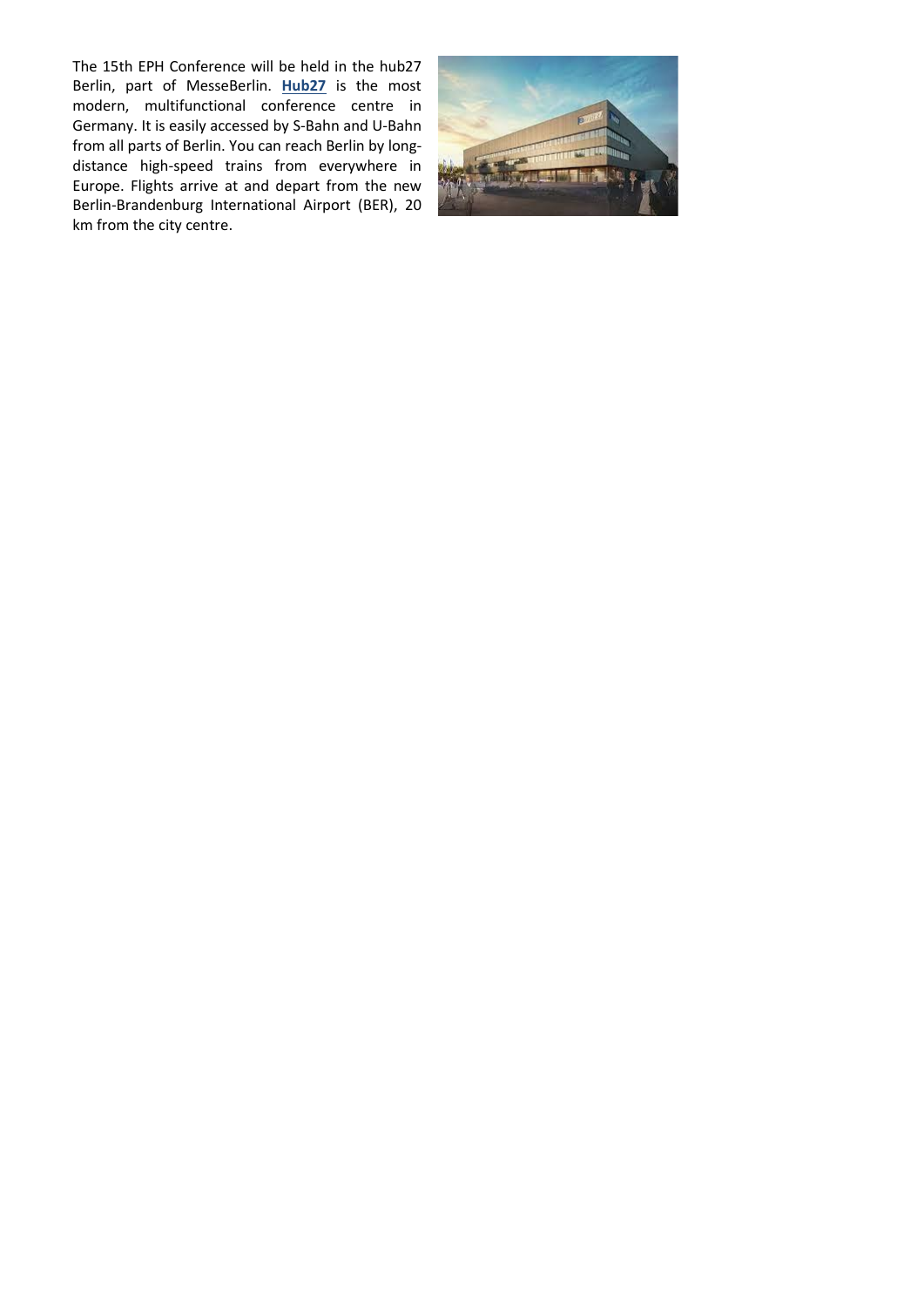The 15th EPH Conference will be held in the hub27 Berlin, part of MesseBerlin. **Hub27** is the most modern, multifunctional conference centre in Germany. It is easily accessed by S-Bahn and U-Bahn from all parts of Berlin. You can reach Berlin by long-distance high-speed trains from everywhere in Europe. Flights arrive at and depart from the new Berlin-Brandenburg International Airport (BER), 20 km from the city centre.